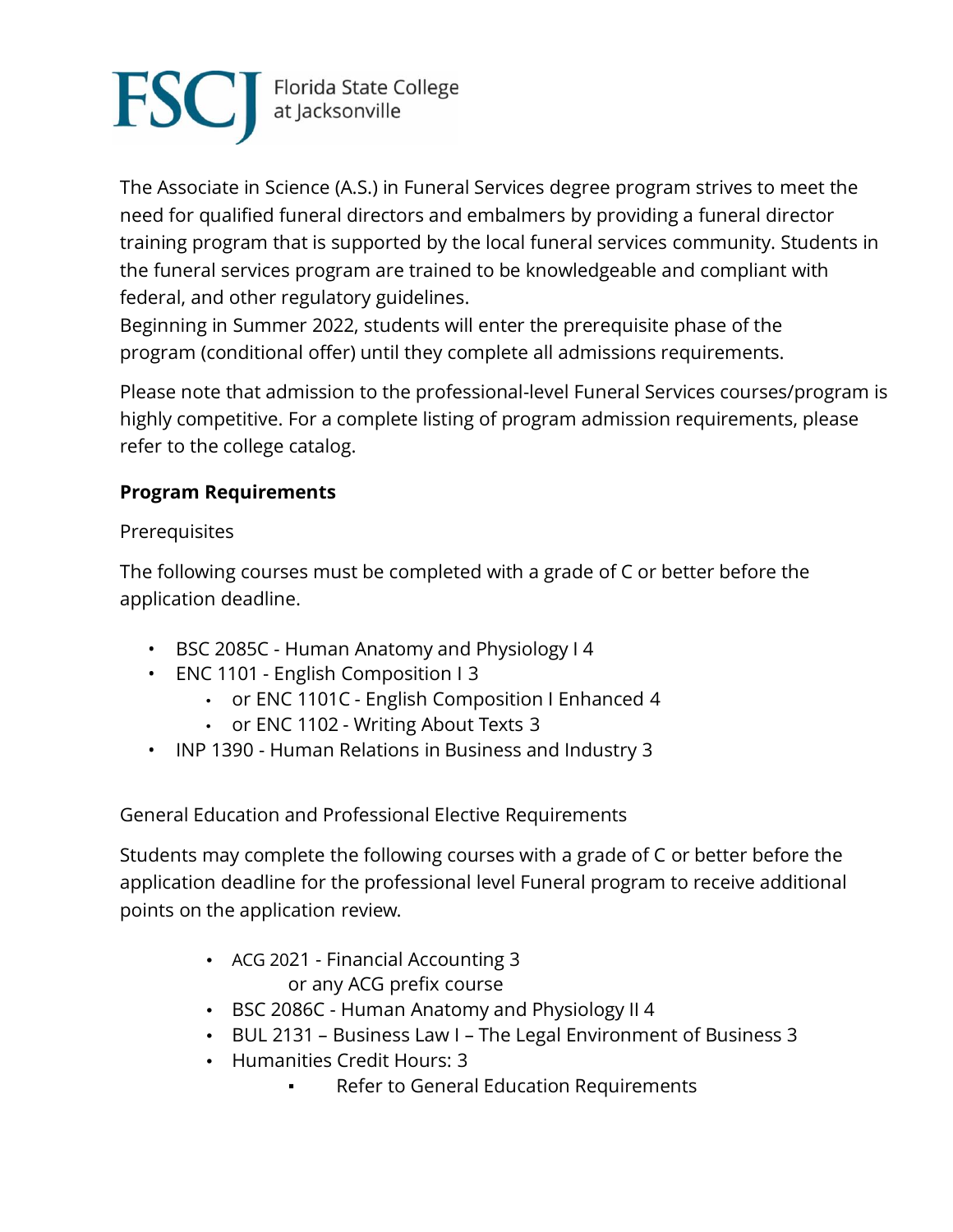FSCJ Florida State College at Jacksonville

The Associate in Science (A.S.) in Funeral Services degree program strives to meet the need for qualified funeral directors and embalmers by providing a funeral director training program that is supported by the local funeral services community. Students in the funeral services program are trained to be knowledgeable and compliant with federal, and other regulatory guidelines.
Beginning in Summer 2022, students will enter the prerequisite phase of the program (conditional offer) until they complete all admissions requirements.

Please note that admission to the professional-level Funeral Services courses/program is highly competitive. For a complete listing of program admission requirements, please refer to the college catalog.

**Program Requirements**

Prerequisites

The following courses must be completed with a grade of C or better before the application deadline.

- BSC 2085C - Human Anatomy and Physiology I 4
- ENC 1101 - English Composition I 3
  - or ENC 1101C - English Composition I Enhanced 4
  - or ENC 1102 - Writing About Texts 3
- INP 1390 - Human Relations in Business and Industry 3

General Education and Professional Elective Requirements

Students may complete the following courses with a grade of C or better before the application deadline for the professional level Funeral program to receive additional points on the application review.

- ACG 2021 - Financial Accounting 3
  or any ACG prefix course
- BSC 2086C - Human Anatomy and Physiology II 4
- BUL 2131 – Business Law I – The Legal Environment of Business 3
- Humanities Credit Hours: 3
  - Refer to General Education Requirements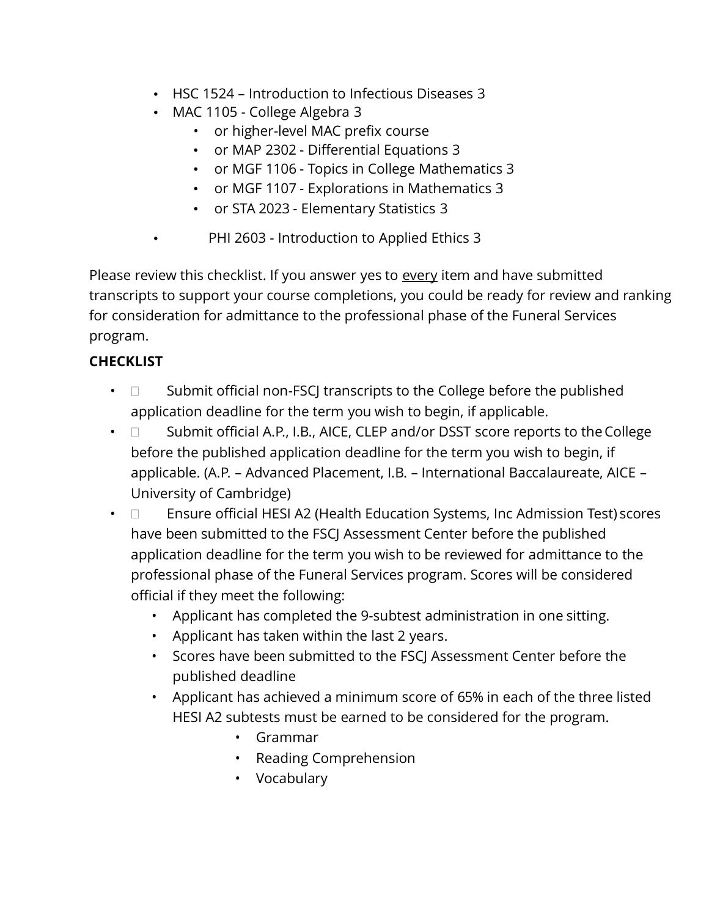- HSC 1524 – Introduction to Infectious Diseases 3
- MAC 1105 - College Algebra 3
  - or higher-level MAC prefix course
  - or MAP 2302 - Differential Equations 3
  - or MGF 1106 - Topics in College Mathematics 3
  - or MGF 1107 - Explorations in Mathematics 3
  - or STA 2023 - Elementary Statistics 3
- PHI 2603 - Introduction to Applied Ethics 3

Please review this checklist. If you answer yes to every item and have submitted transcripts to support your course completions, you could be ready for review and ranking for consideration for admittance to the professional phase of the Funeral Services program.

**CHECKLIST**

- ☐ Submit official non-FSCJ transcripts to the College before the published application deadline for the term you wish to begin, if applicable.
- ☐ Submit official A.P., I.B., AICE, CLEP and/or DSST score reports to the College before the published application deadline for the term you wish to begin, if applicable. (A.P. – Advanced Placement, I.B. – International Baccalaureate, AICE – University of Cambridge)
- ☐ Ensure official HESI A2 (Health Education Systems, Inc Admission Test) scores have been submitted to the FSCJ Assessment Center before the published application deadline for the term you wish to be reviewed for admittance to the professional phase of the Funeral Services program. Scores will be considered official if they meet the following:
  - Applicant has completed the 9-subtest administration in one sitting.
  - Applicant has taken within the last 2 years.
  - Scores have been submitted to the FSCJ Assessment Center before the published deadline
  - Applicant has achieved a minimum score of 65% in each of the three listed HESI A2 subtests must be earned to be considered for the program.
    - Grammar
    - Reading Comprehension
    - Vocabulary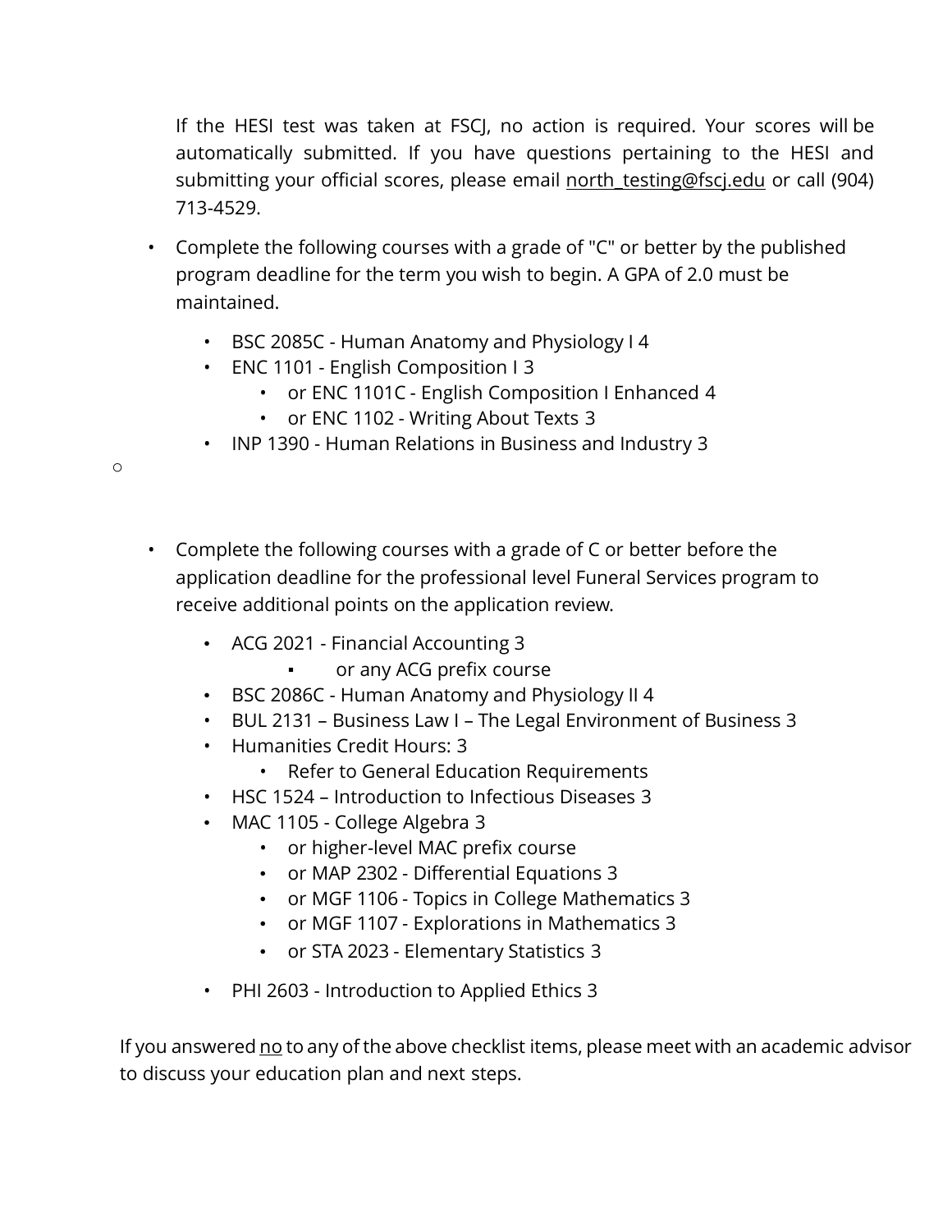If the HESI test was taken at FSCJ, no action is required. Your scores will be automatically submitted. If you have questions pertaining to the HESI and submitting your official scores, please email north_testing@fscj.edu or call (904) 713-4529.

- Complete the following courses with a grade of "C" or better by the published program deadline for the term you wish to begin. A GPA of 2.0 must be maintained.
  - BSC 2085C - Human Anatomy and Physiology I 4
  - ENC 1101 - English Composition I 3
    - or ENC 1101C - English Composition I Enhanced 4
    - or ENC 1102 - Writing About Texts 3
  - INP 1390 - Human Relations in Business and Industry 3

- Complete the following courses with a grade of C or better before the application deadline for the professional level Funeral Services program to receive additional points on the application review.
  - ACG 2021 - Financial Accounting 3
    - or any ACG prefix course
  - BSC 2086C - Human Anatomy and Physiology II 4
  - BUL 2131 – Business Law I – The Legal Environment of Business 3
  - Humanities Credit Hours: 3
    - Refer to General Education Requirements
  - HSC 1524 – Introduction to Infectious Diseases 3
  - MAC 1105 - College Algebra 3
    - or higher-level MAC prefix course
    - or MAP 2302 - Differential Equations 3
    - or MGF 1106 - Topics in College Mathematics 3
    - or MGF 1107 - Explorations in Mathematics 3
    - or STA 2023 - Elementary Statistics 3
  - PHI 2603 - Introduction to Applied Ethics 3

If you answered no to any of the above checklist items, please meet with an academic advisor to discuss your education plan and next steps.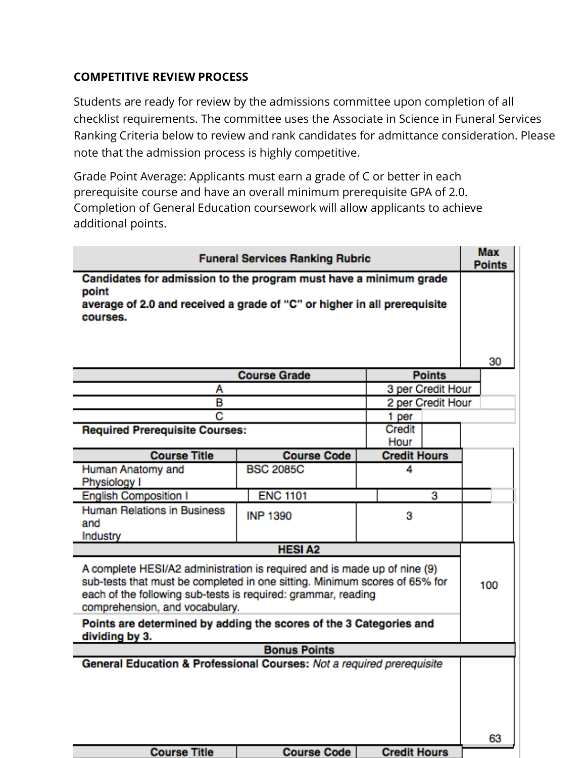**COMPETITIVE REVIEW PROCESS**

Students are ready for review by the admissions committee upon completion of all checklist requirements. The committee uses the Associate in Science in Funeral Services Ranking Criteria below to review and rank candidates for admittance consideration. Please note that the admission process is highly competitive.

Grade Point Average: Applicants must earn a grade of C or better in each prerequisite course and have an overall minimum prerequisite GPA of 2.0. Completion of General Education coursework will allow applicants to achieve additional points.

| Funeral Services Ranking Rubric | | | Max Points |
|---|---|---|---|
| **Candidates for admission to the program must have a minimum grade point average of 2.0 and received a grade of "C" or higher in all prerequisite courses.** | | | 30 |
| **Course Grade** | | **Points** | |
| A | | 3 per Credit Hour | |
| B | | 2 per Credit Hour | |
| C | | 1 per Credit Hour | |
| **Required Prerequisite Courses:** | | | |
| **Course Title** | **Course Code** | **Credit Hours** | |
| Human Anatomy and Physiology I | BSC 2085C | 4 | |
| English Composition I | ENC 1101 | 3 | |
| Human Relations in Business and Industry | INP 1390 | 3 | |
| **HESI A2** | | | |
| A complete HESI/A2 administration is required and is made up of nine (9) sub-tests that must be completed in one sitting. Minimum scores of 65% for each of the following sub-tests is required: grammar, reading comprehension, and vocabulary. | | | 100 |
| **Points are determined by adding the scores of the 3 Categories and dividing by 3.** | | | |
| **Bonus Points** | | | |
| **General Education & Professional Courses:** *Not a required prerequisite* | | | 63 |
| **Course Title** | **Course Code** | **Credit Hours** | |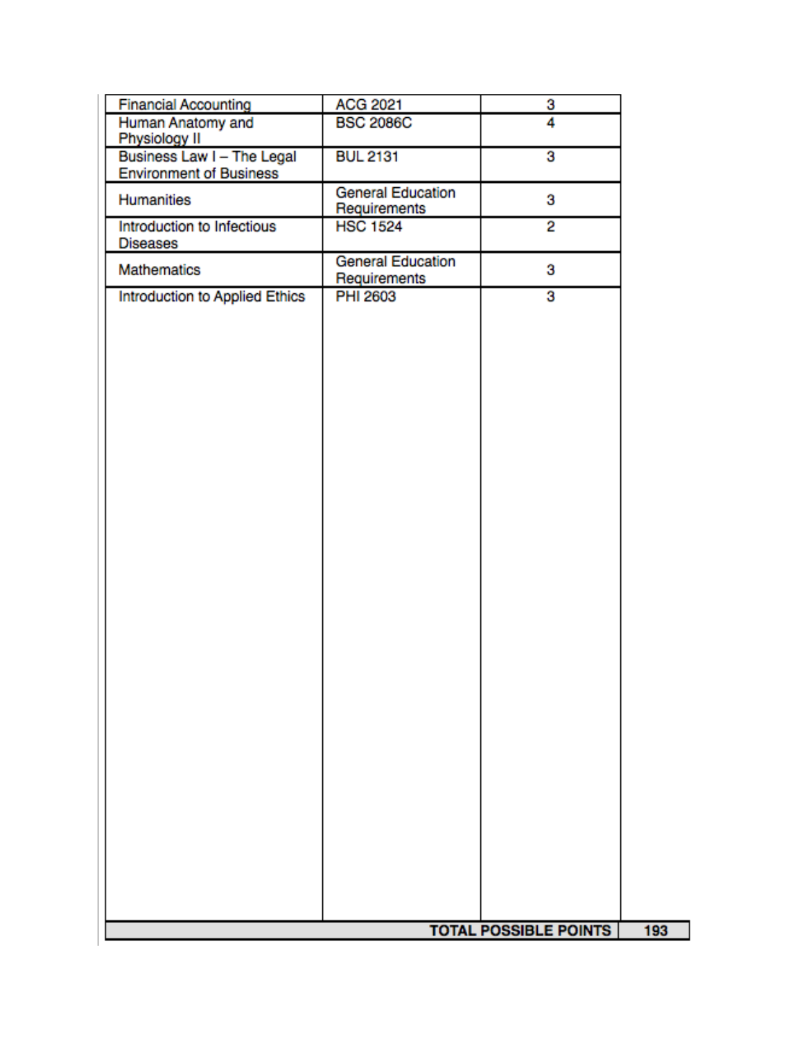| | | |
|---|---|---|
| Financial Accounting | ACG 2021 | 3 |
| Human Anatomy and Physiology II | BSC 2086C | 4 |
| Business Law I – The Legal Environment of Business | BUL 2131 | 3 |
| Humanities | General Education Requirements | 3 |
| Introduction to Infectious Diseases | HSC 1524 | 2 |
| Mathematics | General Education Requirements | 3 |
| Introduction to Applied Ethics | PHI 2603 | 3 |
| | | |
| | **TOTAL POSSIBLE POINTS** | **193** |